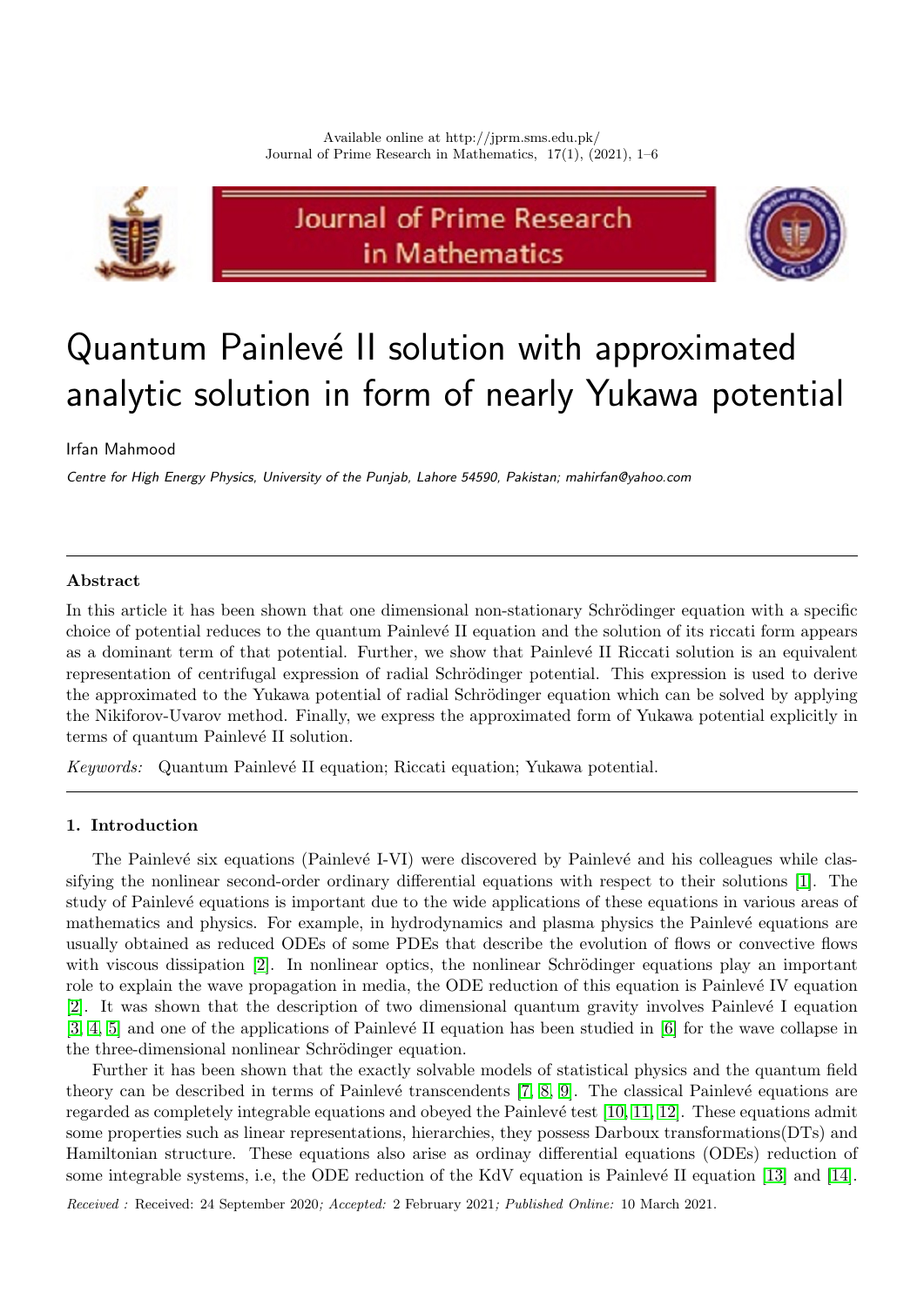# Quantum Painlevé II solution with approximated analytic solution in form of nearly Yukawa potential

Irfan Mahmood

*Centre for High Energy Physics, University of the Punjab, Lahore 54590, Pakistan; mahirfan@yahoo.com*

---

**Abstract**

In this article it has been shown that one dimensional non-stationary Schrödinger equation with a specific choice of potential reduces to the quantum Painlevé II equation and the solution of its riccati form appears as a dominant term of that potential. Further, we show that Painlevé II Riccati solution is an equivalent representation of centrifugal expression of radial Schrödinger potential. This expression is used to derive the approximated to the Yukawa potential of radial Schrödinger equation which can be solved by applying the Nikiforov-Uvarov method. Finally, we express the approximated form of Yukawa potential explicitly in terms of quantum Painlevé II solution.

*Keywords:* Quantum Painlevé II equation; Riccati equation; Yukawa potential.

---

## 1. Introduction

The Painlevé six equations (Painlevé I-VI) were discovered by Painlevé and his colleagues while classifying the nonlinear second-order ordinary differential equations with respect to their solutions [1]. The study of Painlevé equations is important due to the wide applications of these equations in various areas of mathematics and physics. For example, in hydrodynamics and plasma physics the Painlevé equations are usually obtained as reduced ODEs of some PDEs that describe the evolution of flows or convective flows with viscous dissipation [2]. In nonlinear optics, the nonlinear Schrödinger equations play an important role to explain the wave propagation in media, the ODE reduction of this equation is Painlevé IV equation [2]. It was shown that the description of two dimensional quantum gravity involves Painlevé I equation [3, 4, 5] and one of the applications of Painlevé II equation has been studied in [6] for the wave collapse in the three-dimensional nonlinear Schrödinger equation.

Further it has been shown that the exactly solvable models of statistical physics and the quantum field theory can be described in terms of Painlevé transcendents [7, 8, 9]. The classical Painlevé equations are regarded as completely integrable equations and obeyed the Painlevé test [10, 11, 12]. These equations admit some properties such as linear representations, hierarchies, they possess Darboux transformations(DTs) and Hamiltonian structure. These equations also arise as ordinay differential equations (ODEs) reduction of some integrable systems, i.e, the ODE reduction of the KdV equation is Painlevé II equation [13] and [14].

*Received :* Received: 24 September 2020*; Accepted:* 2 February 2021*; Published Online:* 10 March 2021.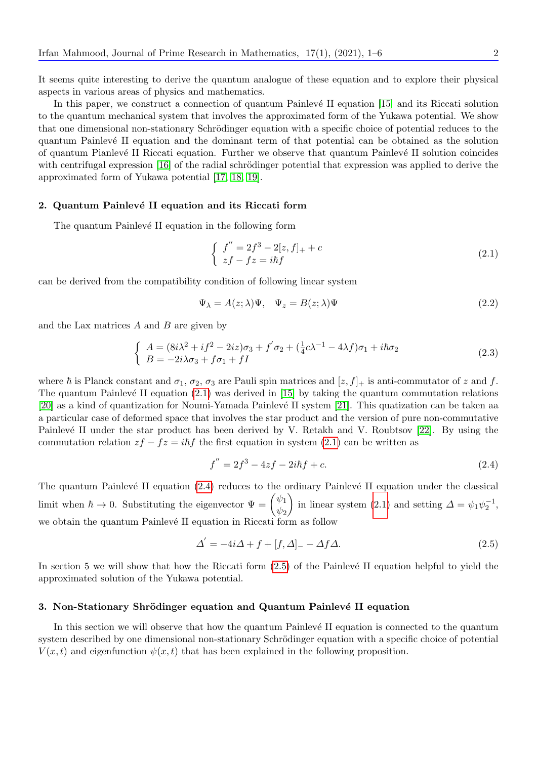It seems quite interesting to derive the quantum analogue of these equation and to explore their physical aspects in various areas of physics and mathematics.

In this paper, we construct a connection of quantum Painlevé II equation [15] and its Riccati solution to the quantum mechanical system that involves the approximated form of the Yukawa potential. We show that one dimensional non-stationary Schrödinger equation with a specific choice of potential reduces to the quantum Painlevé II equation and the dominant term of that potential can be obtained as the solution of quantum Pianlevé II Riccati equation. Further we observe that quantum Painlevé II solution coincides with centrifugal expression [16] of the radial schrödinger potential that expression was applied to derive the approximated form of Yukawa potential [17, 18, 19].

## 2. Quantum Painlevé II equation and its Riccati form

The quantum Painlevé II equation in the following form

$$\begin{cases} f^{''} = 2f^3 - 2[z, f]_+ + c \\ zf - fz = i\hbar f \end{cases} \tag{2.1}$$

can be derived from the compatibility condition of following linear system

$$\Psi_\lambda = A(z; \lambda)\Psi, \quad \Psi_z = B(z; \lambda)\Psi \tag{2.2}$$

and the Lax matrices $A$ and $B$ are given by

$$\begin{cases} A = (8i\lambda^2 + if^2 - 2iz)\sigma_3 + f^{'}\sigma_2 + (\frac{1}{4}c\lambda^{-1} - 4\lambda f)\sigma_1 + i\hbar\sigma_2 \\ B = -2i\lambda\sigma_3 + f\sigma_1 + fI \end{cases} \tag{2.3}$$

where $\hbar$ is Planck constant and $\sigma_1$, $\sigma_2$, $\sigma_3$ are Pauli spin matrices and $[z, f]_+$ is anti-commutator of $z$ and $f$. The quantum Painlevé II equation (2.1) was derived in [15] by taking the quantum commutation relations [20] as a kind of quantization for Noumi-Yamada Painlevé II system [21]. This quatization can be taken aa a particular case of deformed space that involves the star product and the version of pure non-commutative Painlevé II under the star product has been derived by V. Retakh and V. Roubtsov [22]. By using the commutation relation $zf - fz = i\hbar f$ the first equation in system (2.1) can be written as

$$f^{''} = 2f^3 - 4zf - 2i\hbar f + c. \tag{2.4}$$

The quantum Painlevé II equation (2.4) reduces to the ordinary Painlevé II equation under the classical limit when $\hbar \to 0$. Substituting the eigenvector $\Psi = \begin{pmatrix} \psi_1 \\ \psi_2 \end{pmatrix}$ in linear system (2.1) and setting $\varDelta = \psi_1\psi_2^{-1}$, we obtain the quantum Painlevé II equation in Riccati form as follow

$$\varDelta^{'} = -4i\varDelta + f + [f, \varDelta]_- - \varDelta f \varDelta. \tag{2.5}$$

In section 5 we will show that how the Riccati form (2.5) of the Painlevé II equation helpful to yield the approximated solution of the Yukawa potential.

## 3. Non-Stationary Shrödinger equation and Quantum Painlevé II equation

In this section we will observe that how the quantum Painlevé II equation is connected to the quantum system described by one dimensional non-stationary Schrödinger equation with a specific choice of potential $V(x, t)$ and eigenfunction $\psi(x, t)$ that has been explained in the following proposition.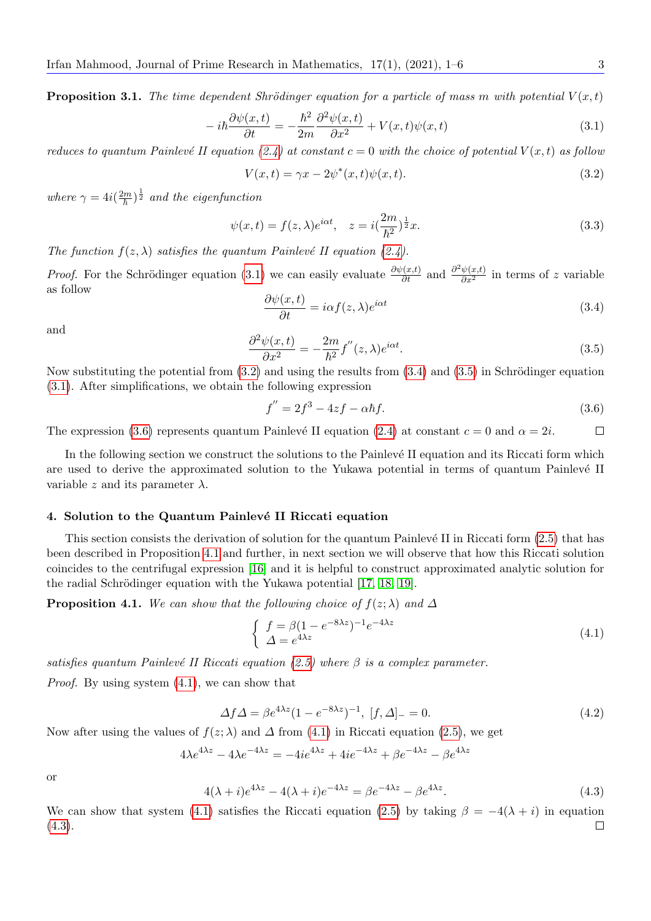**Proposition 3.1.** *The time dependent Shrödinger equation for a particle of mass $m$ with potential $V(x,t)$*

$$-i\hbar\frac{\partial\psi(x,t)}{\partial t} = -\frac{\hbar^2}{2m}\frac{\partial^2\psi(x,t)}{\partial x^2} + V(x,t)\psi(x,t) \tag{3.1}$$

*reduces to quantum Painlevé II equation (2.4) at constant $c=0$ with the choice of potential $V(x,t)$ as follow*

$$V(x,t) = \gamma x - 2\psi^*(x,t)\psi(x,t). \tag{3.2}$$

*where $\gamma = 4i(\frac{2m}{\hbar})^{\frac{1}{2}}$ and the eigenfunction*

$$\psi(x,t) = f(z,\lambda)e^{i\alpha t}, \quad z = i(\frac{2m}{\hbar^2})^{\frac{1}{2}}x. \tag{3.3}$$

*The function $f(z,\lambda)$ satisfies the quantum Painlevé II equation (2.4).*

*Proof.* For the Schrödinger equation (3.1) we can easily evaluate $\frac{\partial\psi(x,t)}{\partial t}$ and $\frac{\partial^2\psi(x,t)}{\partial x^2}$ in terms of $z$ variable as follow

$$\frac{\partial\psi(x,t)}{\partial t} = i\alpha f(z,\lambda)e^{i\alpha t} \tag{3.4}$$

and

$$\frac{\partial^2\psi(x,t)}{\partial x^2} = -\frac{2m}{\hbar^2}f''(z,\lambda)e^{i\alpha t}. \tag{3.5}$$

Now substituting the potential from (3.2) and using the results from (3.4) and (3.5) in Schrödinger equation (3.1). After simplifications, we obtain the following expression

$$f'' = 2f^3 - 4zf - \alpha\hbar f. \tag{3.6}$$

The expression (3.6) represents quantum Painlevé II equation (2.4) at constant $c=0$ and $\alpha = 2i$. □

In the following section we construct the solutions to the Painlevé II equation and its Riccati form which are used to derive the approximated solution to the Yukawa potential in terms of quantum Painlevé II variable $z$ and its parameter $\lambda$.

## 4. Solution to the Quantum Painlevé II Riccati equation

This section consists the derivation of solution for the quantum Painlevé II in Riccati form (2.5) that has been described in Proposition 4.1 and further, in next section we will observe that how this Riccati solution coincides to the centrifugal expression [16] and it is helpful to construct approximated analytic solution for the radial Schrödinger equation with the Yukawa potential [17, 18, 19].

**Proposition 4.1.** *We can show that the following choice of $f(z;\lambda)$ and $\Delta$*

$$\begin{cases} f = \beta(1-e^{-8\lambda z})^{-1}e^{-4\lambda z} \\ \Delta = e^{4\lambda z} \end{cases} \tag{4.1}$$

*satisfies quantum Painlevé II Riccati equation (2.5) where $\beta$ is a complex parameter.*

*Proof.* By using system (4.1), we can show that

$$\Delta f \Delta = \beta e^{4\lambda z}(1-e^{-8\lambda z})^{-1}, \ [f,\Delta]_- = 0. \tag{4.2}$$

Now after using the values of $f(z;\lambda)$ and $\Delta$ from (4.1) in Riccati equation (2.5), we get

$$4\lambda e^{4\lambda z} - 4\lambda e^{-4\lambda z} = -4ie^{4\lambda z} + 4ie^{-4\lambda z} + \beta e^{-4\lambda z} - \beta e^{4\lambda z}$$

or

$$4(\lambda+i)e^{4\lambda z} - 4(\lambda+i)e^{-4\lambda z} = \beta e^{-4\lambda z} - \beta e^{4\lambda z}. \tag{4.3}$$

We can show that system (4.1) satisfies the Riccati equation (2.5) by taking $\beta = -4(\lambda+i)$ in equation (4.3). □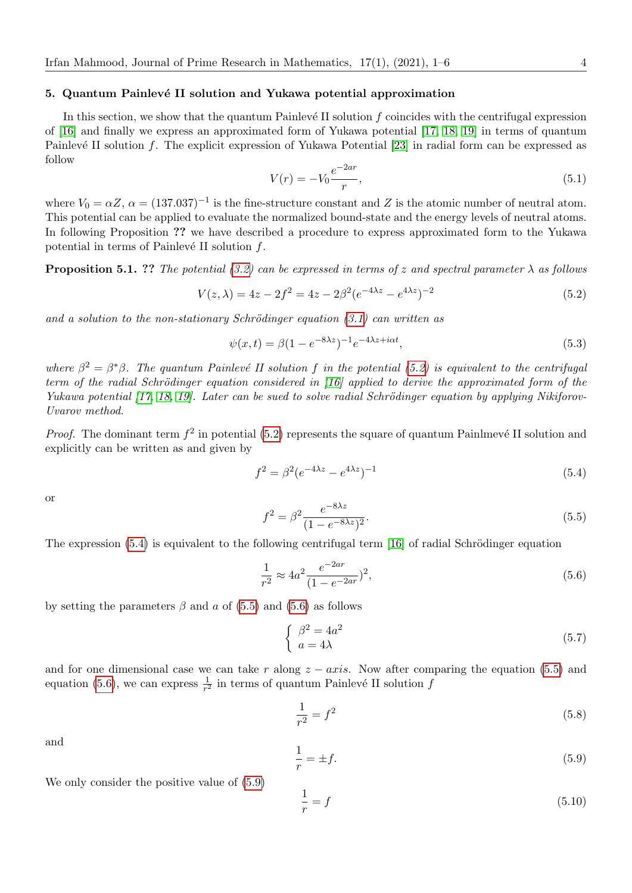## 5. Quantum Painlevé II solution and Yukawa potential approximation

In this section, we show that the quantum Painlevé II solution $f$ coincides with the centrifugal expression of [16] and finally we express an approximated form of Yukawa potential [17, 18, 19] in terms of quantum Painlevé II solution $f$. The explicit expression of Yukawa Potential [23] in radial form can be expressed as follow

$$V(r) = -V_0 \frac{e^{-2ar}}{r}, \tag{5.1}$$

where $V_0 = \alpha Z$, $\alpha = (137.037)^{-1}$ is the fine-structure constant and $Z$ is the atomic number of neutral atom. This potential can be applied to evaluate the normalized bound-state and the energy levels of neutral atoms. In following Proposition **??** we have described a procedure to express approximated form to the Yukawa potential in terms of Painlevé II solution $f$.

**Proposition 5.1.** **??** *The potential (3.2) can be expressed in terms of $z$ and spectral parameter $\lambda$ as follows*

$$V(z, \lambda) = 4z - 2f^2 = 4z - 2\beta^2(e^{-4\lambda z} - e^{4\lambda z})^{-2} \tag{5.2}$$

*and a solution to the non-stationary Schrödinger equation (3.1) can written as*

$$\psi(x, t) = \beta(1 - e^{-8\lambda z})^{-1} e^{-4\lambda z + i\alpha t}, \tag{5.3}$$

*where $\beta^2 = \beta^*\beta$. The quantum Painlevé II solution $f$ in the potential (5.2) is equivalent to the centrifugal term of the radial Schrödinger equation considered in [16] applied to derive the approximated form of the Yukawa potential [17, 18, 19]. Later can be sued to solve radial Schrödinger equation by applying Nikiforov-Uvarov method.*

*Proof.* The dominant term $f^2$ in potential (5.2) represents the square of quantum Painlmevé II solution and explicitly can be written as and given by

$$f^2 = \beta^2(e^{-4\lambda z} - e^{4\lambda z})^{-1} \tag{5.4}$$

or

$$f^2 = \beta^2 \frac{e^{-8\lambda z}}{(1 - e^{-8\lambda z})^2}. \tag{5.5}$$

The expression (5.4) is equivalent to the following centrifugal term [16] of radial Schrödinger equation

$$\frac{1}{r^2} \approx 4a^2 \frac{e^{-2ar}}{(1 - e^{-2ar}})^2, \tag{5.6}$$

by setting the parameters $\beta$ and $a$ of (5.5) and (5.6) as follows

$$\begin{cases} \beta^2 = 4a^2 \\ a = 4\lambda \end{cases} \tag{5.7}$$

and for one dimensional case we can take $r$ along $z - axis$. Now after comparing the equation (5.5) and equation (5.6), we can express $\frac{1}{r^2}$ in terms of quantum Painlevé II solution $f$

$$\frac{1}{r^2} = f^2 \tag{5.8}$$

and

$$\frac{1}{r} = \pm f. \tag{5.9}$$

We only consider the positive value of (5.9)

$$\frac{1}{r} = f \tag{5.10}$$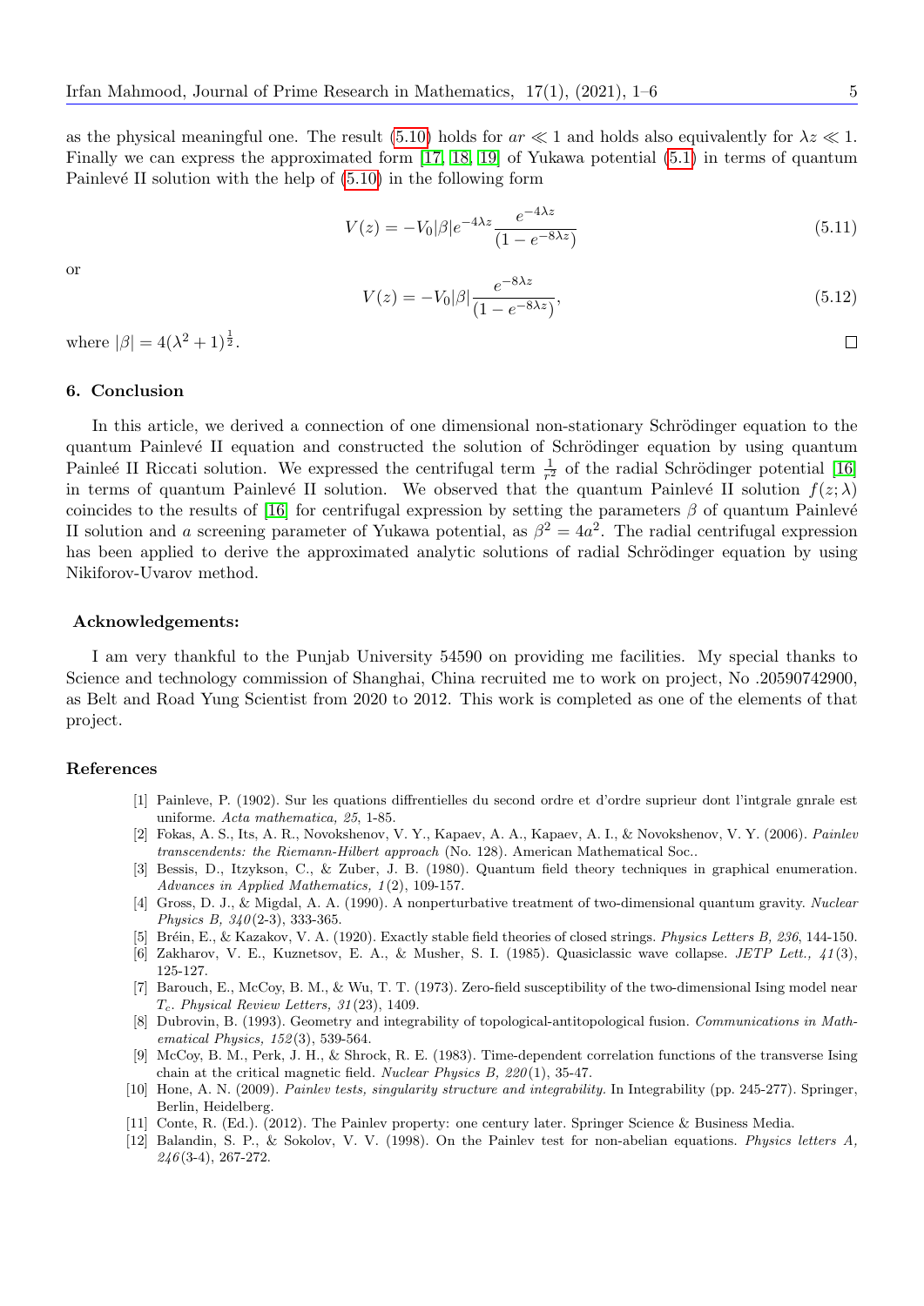as the physical meaningful one. The result (5.10) holds for $ar \ll 1$ and holds also equivalently for $\lambda z \ll 1$. Finally we can express the approximated form [17, 18, 19] of Yukawa potential (5.1) in terms of quantum Painlevé II solution with the help of (5.10) in the following form

$$V(z) = -V_0|\beta|e^{-4\lambda z}\frac{e^{-4\lambda z}}{(1-e^{-8\lambda z})} \tag{5.11}$$

or

$$V(z) = -V_0|\beta|\frac{e^{-8\lambda z}}{(1-e^{-8\lambda z})}, \tag{5.12}$$

where $|\beta| = 4(\lambda^2+1)^{\frac{1}{2}}$. □

## 6. Conclusion

In this article, we derived a connection of one dimensional non-stationary Schrödinger equation to the quantum Painlevé II equation and constructed the solution of Schrödinger equation by using quantum Painleé II Riccati solution. We expressed the centrifugal term $\frac{1}{r^2}$ of the radial Schrödinger potential [16] in terms of quantum Painlevé II solution. We observed that the quantum Painlevé II solution $f(z;\lambda)$ coincides to the results of [16] for centrifugal expression by setting the parameters $\beta$ of quantum Painlevé II solution and $a$ screening parameter of Yukawa potential, as $\beta^2 = 4a^2$. The radial centrifugal expression has been applied to derive the approximated analytic solutions of radial Schrödinger equation by using Nikiforov-Uvarov method.

### Acknowledgements:

I am very thankful to the Punjab University 54590 on providing me facilities. My special thanks to Science and technology commission of Shanghai, China recruited me to work on project, No .20590742900, as Belt and Road Yung Scientist from 2020 to 2012. This work is completed as one of the elements of that project.

## References

[1] Painleve, P. (1902). Sur les quations diffrentielles du second ordre et d'ordre suprieur dont l'intgrale gnrale est uniforme. *Acta mathematica, 25*, 1-85.

[2] Fokas, A. S., Its, A. R., Novokshenov, V. Y., Kapaev, A. A., Kapaev, A. I., & Novokshenov, V. Y. (2006). *Painlev transcendents: the Riemann-Hilbert approach* (No. 128). American Mathematical Soc..

[3] Bessis, D., Itzykson, C., & Zuber, J. B. (1980). Quantum field theory techniques in graphical enumeration. *Advances in Applied Mathematics, 1*(2), 109-157.

[4] Gross, D. J., & Migdal, A. A. (1990). A nonperturbative treatment of two-dimensional quantum gravity. *Nuclear Physics B, 340*(2-3), 333-365.

[5] Bréin, E., & Kazakov, V. A. (1920). Exactly stable field theories of closed strings. *Physics Letters B, 236*, 144-150.

[6] Zakharov, V. E., Kuznetsov, E. A., & Musher, S. I. (1985). Quasiclassic wave collapse. *JETP Lett., 41*(3), 125-127.

[7] Barouch, E., McCoy, B. M., & Wu, T. T. (1973). Zero-field susceptibility of the two-dimensional Ising model near $T_c$. *Physical Review Letters, 31*(23), 1409.

[8] Dubrovin, B. (1993). Geometry and integrability of topological-antitopological fusion. *Communications in Mathematical Physics, 152*(3), 539-564.

[9] McCoy, B. M., Perk, J. H., & Shrock, R. E. (1983). Time-dependent correlation functions of the transverse Ising chain at the critical magnetic field. *Nuclear Physics B, 220*(1), 35-47.

[10] Hone, A. N. (2009). *Painlev tests, singularity structure and integrability.* In Integrability (pp. 245-277). Springer, Berlin, Heidelberg.

[11] Conte, R. (Ed.). (2012). The Painlev property: one century later. Springer Science & Business Media.

[12] Balandin, S. P., & Sokolov, V. V. (1998). On the Painlev test for non-abelian equations. *Physics letters A, 246*(3-4), 267-272.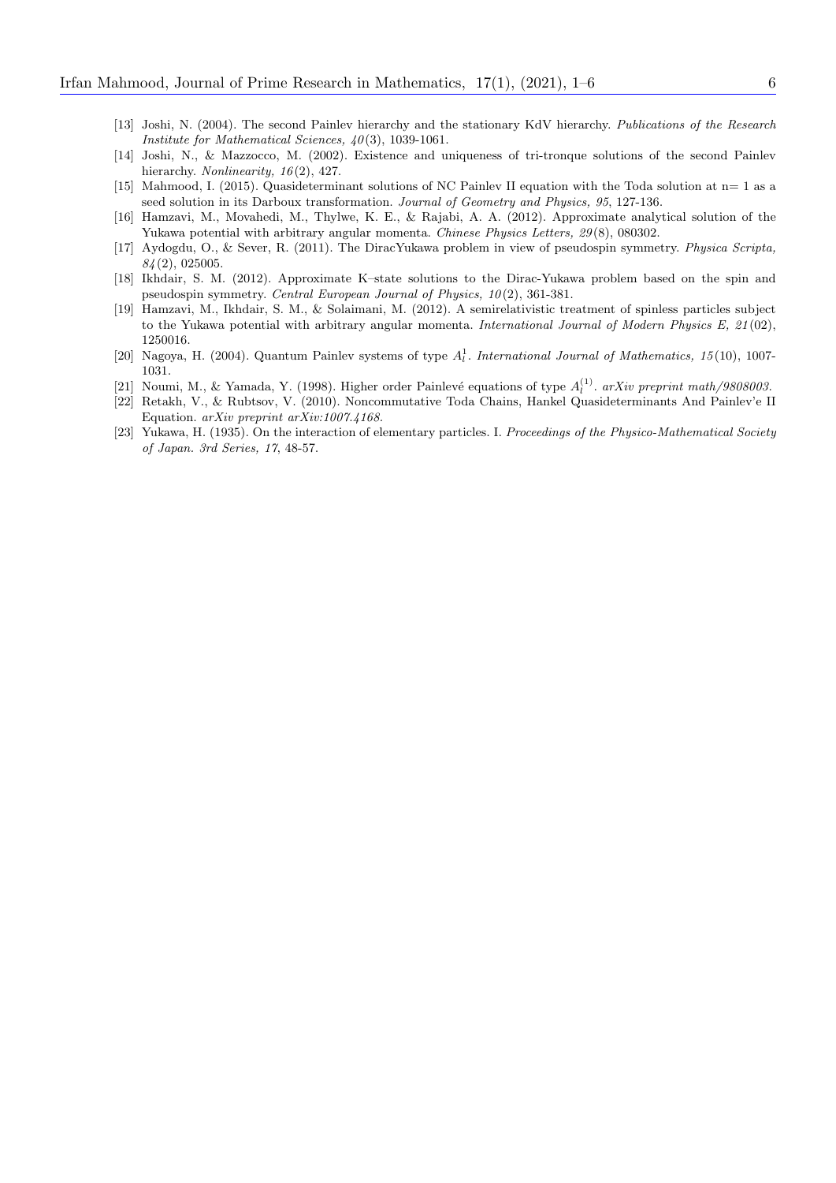[13] Joshi, N. (2004). The second Painlev hierarchy and the stationary KdV hierarchy. *Publications of the Research Institute for Mathematical Sciences, 40*(3), 1039-1061.

[14] Joshi, N., & Mazzocco, M. (2002). Existence and uniqueness of tri-tronque solutions of the second Painlev hierarchy. *Nonlinearity, 16*(2), 427.

[15] Mahmood, I. (2015). Quasideterminant solutions of NC Painlev II equation with the Toda solution at n= 1 as a seed solution in its Darboux transformation. *Journal of Geometry and Physics, 95*, 127-136.

[16] Hamzavi, M., Movahedi, M., Thylwe, K. E., & Rajabi, A. A. (2012). Approximate analytical solution of the Yukawa potential with arbitrary angular momenta. *Chinese Physics Letters, 29*(8), 080302.

[17] Aydogdu, O., & Sever, R. (2011). The DiracYukawa problem in view of pseudospin symmetry. *Physica Scripta, 84*(2), 025005.

[18] Ikhdair, S. M. (2012). Approximate K–state solutions to the Dirac-Yukawa problem based on the spin and pseudospin symmetry. *Central European Journal of Physics, 10*(2), 361-381.

[19] Hamzavi, M., Ikhdair, S. M., & Solaimani, M. (2012). A semirelativistic treatment of spinless particles subject to the Yukawa potential with arbitrary angular momenta. *International Journal of Modern Physics E, 21*(02), 1250016.

[20] Nagoya, H. (2004). Quantum Painlev systems of type $A_l^1$. *International Journal of Mathematics, 15*(10), 1007-1031.

[21] Noumi, M., & Yamada, Y. (1998). Higher order Painlevé equations of type $A_l^{(1)}$. *arXiv preprint math/9808003.*

[22] Retakh, V., & Rubtsov, V. (2010). Noncommutative Toda Chains, Hankel Quasideterminants And Painlev'e II Equation. *arXiv preprint arXiv:1007.4168.*

[23] Yukawa, H. (1935). On the interaction of elementary particles. I. *Proceedings of the Physico-Mathematical Society of Japan. 3rd Series, 17*, 48-57.